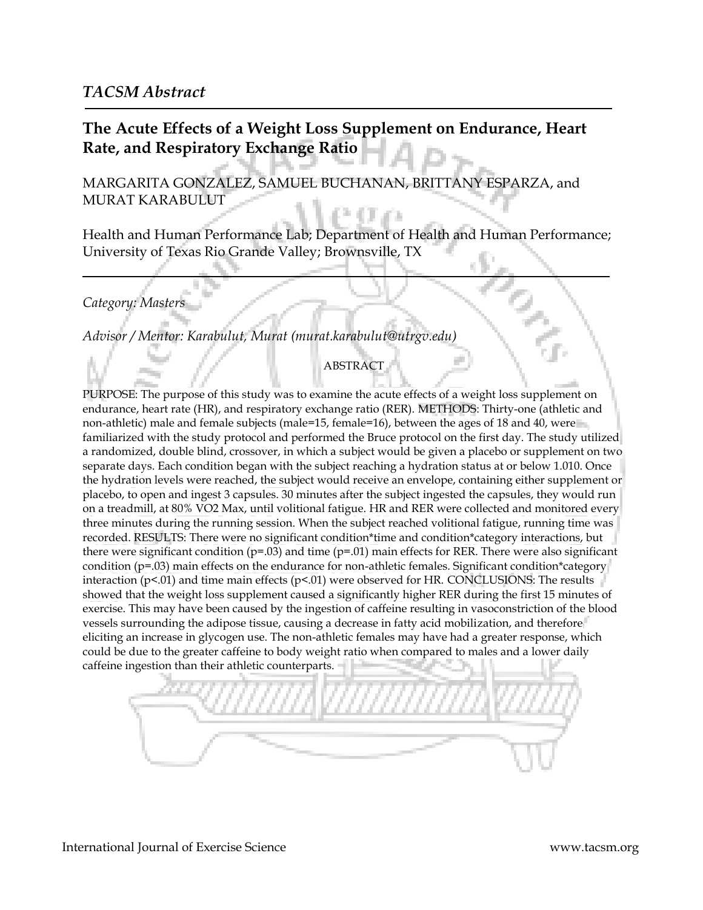*TACSM Abstract*

## The Acute Effects of a Weight Loss Supplement on Endurance, Heart Rate, and Respiratory Exchange Ratio

MARGARITA GONZALEZ, SAMUEL BUCHANAN, BRITTANY ESPARZA, and MURAT KARABULUT

Health and Human Performance Lab; Department of Health and Human Performance; University of Texas Rio Grande Valley; Brownsville, TX

*Category: Masters*

*Advisor / Mentor: Karabulut, Murat (murat.karabulut@utrgv.edu)*

ABSTRACT

PURPOSE: The purpose of this study was to examine the acute effects of a weight loss supplement on endurance, heart rate (HR), and respiratory exchange ratio (RER). METHODS: Thirty-one (athletic and non-athletic) male and female subjects (male=15, female=16), between the ages of 18 and 40, were familiarized with the study protocol and performed the Bruce protocol on the first day. The study utilized a randomized, double blind, crossover, in which a subject would be given a placebo or supplement on two separate days. Each condition began with the subject reaching a hydration status at or below 1.010. Once the hydration levels were reached, the subject would receive an envelope, containing either supplement or placebo, to open and ingest 3 capsules. 30 minutes after the subject ingested the capsules, they would run on a treadmill, at 80% VO2 Max, until volitional fatigue. HR and RER were collected and monitored every three minutes during the running session. When the subject reached volitional fatigue, running time was recorded. RESULTS: There were no significant condition*time and condition*category interactions, but there were significant condition ($p$=.03) and time ($p$=.01) main effects for RER. There were also significant condition ($p$=.03) main effects on the endurance for non-athletic females. Significant condition*category interaction ($p$<.01) and time main effects ($p$<.01) were observed for HR. CONCLUSIONS: The results showed that the weight loss supplement caused a significantly higher RER during the first 15 minutes of exercise. This may have been caused by the ingestion of caffeine resulting in vasoconstriction of the blood vessels surrounding the adipose tissue, causing a decrease in fatty acid mobilization, and therefore eliciting an increase in glycogen use. The non-athletic females may have had a greater response, which could be due to the greater caffeine to body weight ratio when compared to males and a lower daily caffeine ingestion than their athletic counterparts.